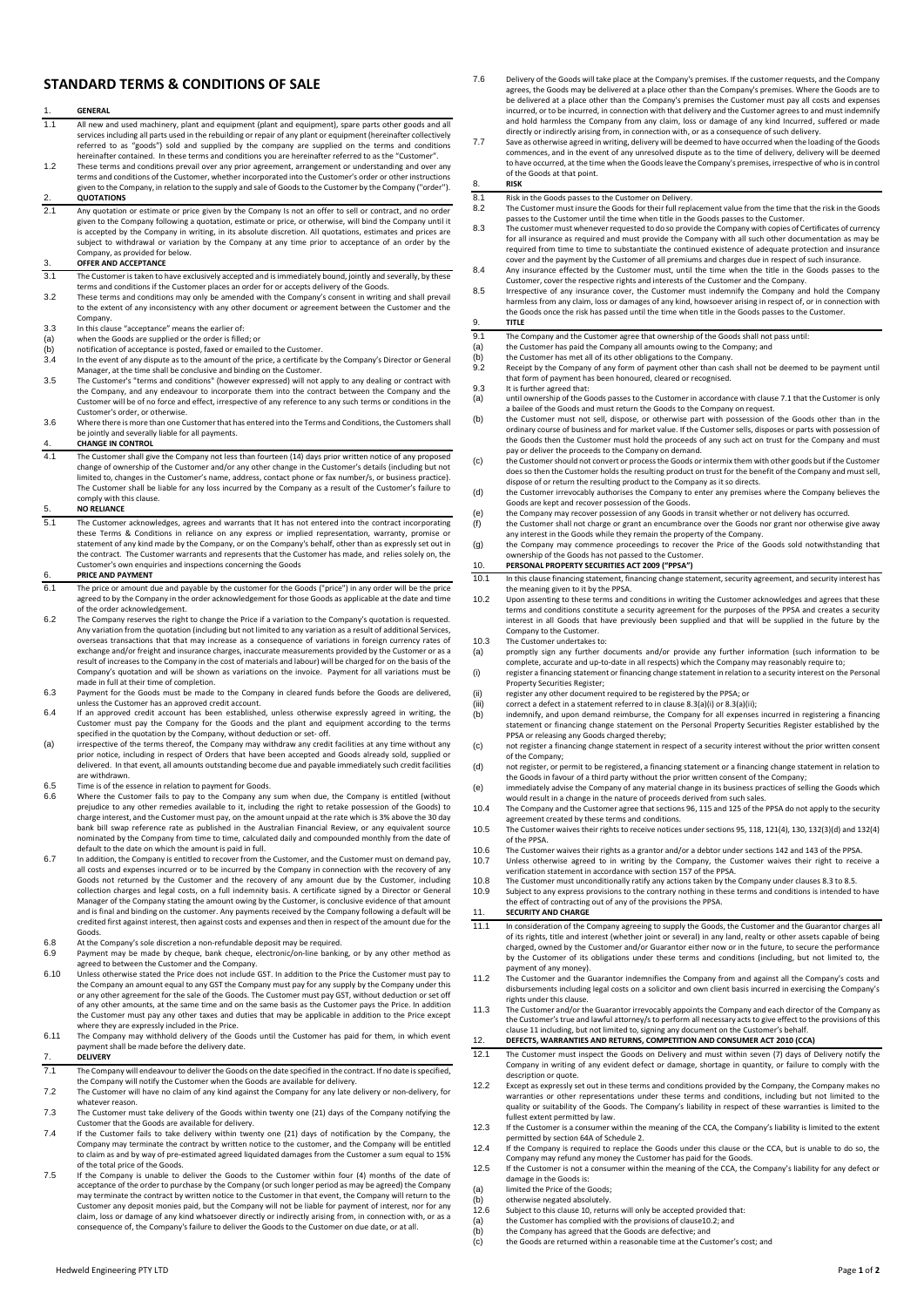# STANDARD TERMS & CONDITIONS OF SALE

## 1. GENERAL

1.1 All new and used machinery, plant and equipment (plant and equipment), spare parts other goods and all services including all parts used in the rebuilding or repair of any plant or equipment (hereinafter collectively referred to as "goods") sold and supplied by the company are supplied on the terms and conditions hereinafter contained. In these terms and conditions you are hereinafter referred to as the "Customer".

1.2 These terms and conditions prevail over any prior agreement, arrangement or understanding and over any terms and conditions of the Customer, whether incorporated into the Customer's order or other instructions given to the Company, in relation to the supply and sale of Goods to the Customer by the Company ("order").

## 2. QUOTATIONS

2.1 Any quotation or estimate or price given by the Company Is not an offer to sell or contract, and no order given to the Company following a quotation, estimate or price, or otherwise, will bind the Company until it is accepted by the Company in writing, in its absolute discretion. All quotations, estimates and prices are subject to withdrawal or variation by the Company at any time prior to acceptance of an order by the Company, as provided for below.

## 3. OFFER AND ACCEPTANCE

3.1 The Customer is taken to have exclusively accepted and is immediately bound, jointly and severally, by these terms and conditions if the Customer places an order for or accepts delivery of the Goods.

3.2 These terms and conditions may only be amended with the Company's consent in writing and shall prevail to the extent of any inconsistency with any other document or agreement between the Customer and the Company.

3.3 In this clause "acceptance" means the earlier of:

(a) when the Goods are supplied or the order is filled; or

(b) notification of acceptance is posted, faxed or emailed to the Customer.

3.4 In the event of any dispute as to the amount of the price, a certificate by the Company's Director or General Manager, at the time shall be conclusive and binding on the Customer.

3.5 The Customer's "terms and conditions" (however expressed) will not apply to any dealing or contract with the Company, and any endeavour to incorporate them into the contract between the Company and the Customer will be of no force and effect, irrespective of any reference to any such terms or conditions in the Customer's order, or otherwise.

3.6 Where there is more than one Customer that has entered into the Terms and Conditions, the Customers shall be jointly and severally liable for all payments.

## 4. CHANGE IN CONTROL

4.1 The Customer shall give the Company not less than fourteen (14) days prior written notice of any proposed change of ownership of the Customer and/or any other change in the Customer's details (including but not limited to, changes in the Customer's name, address, contact phone or fax number/s, or business practice). The Customer shall be liable for any loss incurred by the Company as a result of the Customer's failure to comply with this clause.

## 5. NO RELIANCE

5.1 The Customer acknowledges, agrees and warrants that It has not entered into the contract incorporating these Terms & Conditions in reliance on any express or implied representation, warranty, promise or statement of any kind made by the Company, or on the Company's behalf, other than as expressly set out in the contract. The Customer warrants and represents that the Customer has made, and relies solely on, the Customer's own enquiries and inspections concerning the Goods

## 6. PRICE AND PAYMENT

6.1 The price or amount due and payable by the Customer for the Goods ("price") in any order will be the price agreed to by the Company in the order acknowledgement for those Goods as applicable at the date and time of the order acknowledgement.

6.2 The Company reserves the right to change the Price if a variation to the Company's quotation is requested. Any variation from the quotation (including but not limited to any variation as a result of additional Services, overseas transactions that that may increase as a consequence of variations in foreign currency rates of exchange and/or freight and insurance charges, inaccurate measurements provided by the Customer or as a result of increases to the Company in the cost of materials and labour) will be charged for on the basis of the Company's quotation and will be shown as variations on the invoice. Payment for all variations must be made in full at their time of completion.

6.3 Payment for the Goods must be made to the Company in cleared funds before the Goods are delivered, unless the Customer has an approved credit account.

6.4 If an approved credit account has been established, unless otherwise expressly agreed in writing, the Customer must pay the Company for the Goods and the plant and equipment according to the terms specified in the quotation by the Company, without deduction or set- off.

(a) irrespective of the terms thereof, the Company may withdraw any credit facilities at any time without any prior notice, including in respect of Orders that have been accepted and Goods already sold, supplied or delivered. In that event, all amounts outstanding become due and payable immediately such credit facilities are withdrawn.

6.5 Time is of the essence in relation to payment for Goods.

6.6 Where the Customer fails to pay to the Company any sum when due, the Company is entitled (without prejudice to any other remedies available to it, including the right to retake possession of the Goods) to charge interest, and the Customer must pay, on the amount unpaid at the rate which is 3% above the 30 day bank bill swap reference rate as published in the Australian Financial Review, or any equivalent source nominated by the Company from time to time, calculated daily and compounded monthly from the date of default to the date on which the amount is paid in full.

6.7 In addition, the Company is entitled to recover from the Customer, and the Customer must on demand pay, all costs and expenses incurred or to be incurred by the Company in connection with the recovery of any Goods not returned by the Customer and the recovery of any amount due by the Customer, including collection charges and legal costs, on a full indemnity basis. A certificate signed by a Director or General Manager of the Company stating the amount owing by the Customer, is conclusive evidence of that amount and is final and binding on the customer. Any payments received by the Company following a default will be credited first against interest, then against costs and expenses and then in respect of the amount due for the Goods.

6.8 At the Company's sole discretion a non-refundable deposit may be required.

6.9 Payment may be made by cheque, bank cheque, electronic/on-line banking, or by any other method as agreed to between the Customer and the Company.

6.10 Unless otherwise stated the Price does not include GST. In addition to the Price the Customer must pay to the Company an amount equal to any GST the Company must pay for any supply by the Company under this or any other agreement for the sale of the Goods. The Customer must pay GST, without deduction or set off of any other amounts, at the same time and on the same basis as the Customer pays the Price. In addition the Customer must pay any other taxes and duties that may be applicable in addition to the Price except where they are expressly included in the Price.

6.11 The Company may withhold delivery of the Goods until the Customer has paid for them, in which event payment shall be made before the delivery date.

## 7. DELIVERY

7.1 The Company will endeavour to deliver the Goods on the date specified in the contract. If no date is specified, the Company will notify the Customer when the Goods are available for delivery.

7.2 The Customer will have no claim of any kind against the Company for any late delivery or non-delivery, for whatever reason.

7.3 The Customer must take delivery of the Goods within twenty one (21) days of the Company notifying the Customer that the Goods are available for delivery.

7.4 If the Customer fails to take delivery within twenty one (21) days of notification by the Company, the Company may terminate the contract by written notice to the customer, and the Company will be entitled to claim as and by way of pre-estimated agreed liquidated damages from the Customer a sum equal to 15% of the total price of the Goods.

7.5 If the Company is unable to deliver the Goods to the Customer within four (4) months of the date of acceptance of the order to purchase by the Company (or such longer period as may be agreed) the Company may terminate the contract by written notice to the Customer in that event, the Company will return to the Customer any deposit monies paid, but the Company will not be liable for payment of interest, nor for any claim, loss or damage of any kind whatsoever directly or indirectly arising from, in connection with, or as a consequence of, the Company's failure to deliver the Goods to the Customer on due date, or at all.

7.6 Delivery of the Goods will take place at the Company's premises. If the customer requests, and the Company agrees, the Goods may be delivered at a place other than the Company's premises. Where the Goods are to be delivered at a place other than the Company's premises the Customer must pay all costs and expenses incurred, or to be incurred, in connection with that delivery and the Customer agrees to and must indemnify and hold harmless the Company from any claim, loss or damage of any kind Incurred, suffered or made directly or indirectly arising from, in connection with, or as a consequence of such delivery.

7.7 Save as otherwise agreed in writing, delivery will be deemed to have occurred when the loading of the Goods commences, and in the event of any unresolved dispute as to the time of delivery, delivery will be deemed to have occurred, at the time when the Goods leave the Company's premises, irrespective of who is in control of the Goods at that point.

## 8. RISK

8.1 Risk in the Goods passes to the Customer on Delivery.

8.2 The Customer must insure the Goods for their full replacement value from the time that the risk in the Goods passes to the Customer until the time when title in the Goods passes to the Customer.

8.3 The customer must whenever requested to do so provide the Company with copies of Certificates of currency for all insurance as required and must provide the Company with all such other documentation as may be required from time to time to substantiate the continued existence of adequate protection and insurance cover and the payment by the Customer of all premiums and charges due in respect of such insurance.

8.4 Any insurance effected by the Customer must, until the time when the title in the Goods passes to the Customer, cover the respective rights and interests of the Customer and the Company.

8.5 Irrespective of any insurance cover, the Customer must indemnify the Company and hold the Company harmless from any claim, loss or damages of any kind, howsoever arising in respect of, or in connection with the Goods once the risk has passed until the time when title in the Goods passes to the Customer.

## 9. TITLE

9.1 The Company and the Customer agree that ownership of the Goods shall not pass until:

(a) the Customer has paid the Company all amounts owing to the Company; and

(b) the Customer has met all of its other obligations to the Company.

9.2 Receipt by the Company of any form of payment other than cash shall not be deemed to be payment until that form of payment has been honoured, cleared or recognised.

9.3 It is further agreed that:

(a) until ownership of the Goods passes to the Customer in accordance with clause 7.1 that the Customer is only a bailee of the Goods and must return the Goods to the Company on request.

(b) the Customer must not sell, dispose, or otherwise part with possession of the Goods other than in the ordinary course of business and for market value. If the Customer sells, disposes or parts with possession of the Goods then the Customer must hold the proceeds of any such act on trust for the Company and must pay or deliver the proceeds to the Company on demand.

(c) the Customer should not convert or process the Goods or intermix them with other goods but if the Customer does so then the Customer holds the resulting product on trust for the benefit of the Company and must sell, dispose of or return the resulting product to the Company as it so directs.

(d) the Customer irrevocably authorises the Company to enter any premises where the Company believes the Goods are kept and recover possession of the Goods.

(e) the Company may recover possession of any Goods in transit whether or not delivery has occurred.

(f) the Customer shall not charge or grant an encumbrance over the Goods nor grant nor otherwise give away any interest in the Goods while they remain the property of the Company.

(g) the Company may commence proceedings to recover the Price of the Goods sold notwithstanding that ownership of the Goods has not passed to the Customer.

## 10. PERSONAL PROPERTY SECURITIES ACT 2009 ("PPSA")

10.1 In this clause financing statement, financing change statement, security agreement, and security interest has the meaning given to it by the PPSA.

10.2 Upon assenting to these terms and conditions in writing the Customer acknowledges and agrees that these terms and conditions constitute a security agreement for the purposes of the PPSA and creates a security interest in all Goods that have previously been supplied and that will be supplied in the future by the Company to the Customer.

10.3 The Customer undertakes to:

(a) promptly sign any further documents and/or provide any further information (such information to be complete, accurate and up-to-date in all respects) which the Company may reasonably require to;

(i) register a financing statement or financing change statement in relation to a security interest on the Personal Property Securities Register;

(ii) register any other document required to be registered by the PPSA; or

(iii) correct a defect in a statement referred to in clause 8.3(a)(i) or 8.3(a)(ii);

(b) indemnify, and upon demand reimburse, the Company for all expenses incurred in registering a financing statement or financing change statement on the Personal Property Securities Register established by the PPSA or releasing any Goods charged thereby;

(c) not register a financing change statement in respect of a security interest without the prior written consent of the Company;

(d) not register, or permit to be registered, a financing statement or a financing change statement in relation to the Goods in favour of a third party without the prior written consent of the Company;

(e) immediately advise the Company of any material change in its business practices of selling the Goods which would result in a change in the nature of proceeds derived from such sales.

10.4 The Company and the Customer agree that sections 96, 115 and 125 of the PPSA do not apply to the security agreement created by these terms and conditions.

10.5 The Customer waives their rights to receive notices under sections 95, 118, 121(4), 130, 132(3)(d) and 132(4) of the PPSA.

10.6 The Customer waives their rights as a grantor and/or a debtor under sections 142 and 143 of the PPSA.

10.7 Unless otherwise agreed to in writing by the Company, the Customer waives their right to receive a verification statement in accordance with section 157 of the PPSA.

10.8 The Customer must unconditionally ratify any actions taken by the Company under clauses 8.3 to 8.5.

10.9 Subject to any express provisions to the contrary nothing in these terms and conditions is intended to have the effect of contracting out of any of the provisions the PPSA.

## 11. SECURITY AND CHARGE

11.1 In consideration of the Company agreeing to supply the Goods, the Customer and the Guarantor charges all of its rights, title and interest (whether joint or several) in any land, realty or other assets capable of being charged, owned by the Customer and/or Guarantor either now or in the future, to secure the performance by the Customer of its obligations under these terms and conditions (including, but not limited to, the payment of any money).

11.2 The Customer and the Guarantor indemnifies the Company from and against all the Company's costs and disbursements including legal costs on a solicitor and own client basis incurred in exercising the Company's rights under this clause.

11.3 The Customer and/or the Guarantor irrevocably appoints the Company and each director of the Company as the Customer's true and lawful attorney/s to perform all necessary acts to give effect to the provisions of this clause 11 including, but not limited to, signing any document on the Customer's behalf.

## 12. DEFECTS, WARRANTIES AND RETURNS, COMPETITION AND CONSUMER ACT 2010 (CCA)

12.1 The Customer must inspect the Goods on Delivery and must within seven (7) days of Delivery notify the Company in writing of any evident defect or damage, shortage in quantity, or failure to comply with the description or quote.

12.2 Except as expressly set out in these terms and conditions provided by the Company, the Company makes no warranties or other representations under these terms and conditions, including but not limited to the quality or suitability of the Goods. The Company's liability in respect of these warranties is limited to the fullest extent permitted by law.

12.3 If the Customer is a consumer within the meaning of the CCA, the Company's liability is limited to the extent permitted by section 64A of Schedule 2.

12.4 If the Company is required to replace the Goods under this clause or the CCA, but is unable to do so, the Company may refund any money the Customer has paid for the Goods.

12.5 If the Customer is not a consumer within the meaning of the CCA, the Company's liability for any defect or damage in the Goods is:

(a) limited the Price of the Goods;

(b) otherwise negated absolutely.

12.6 Subject to this clause 10, returns will only be accepted provided that:

(a) the Customer has complied with the provisions of clause10.2; and

(b) the Company has agreed that the Goods are defective; and

(c) the Goods are returned within a reasonable time at the Customer's cost; and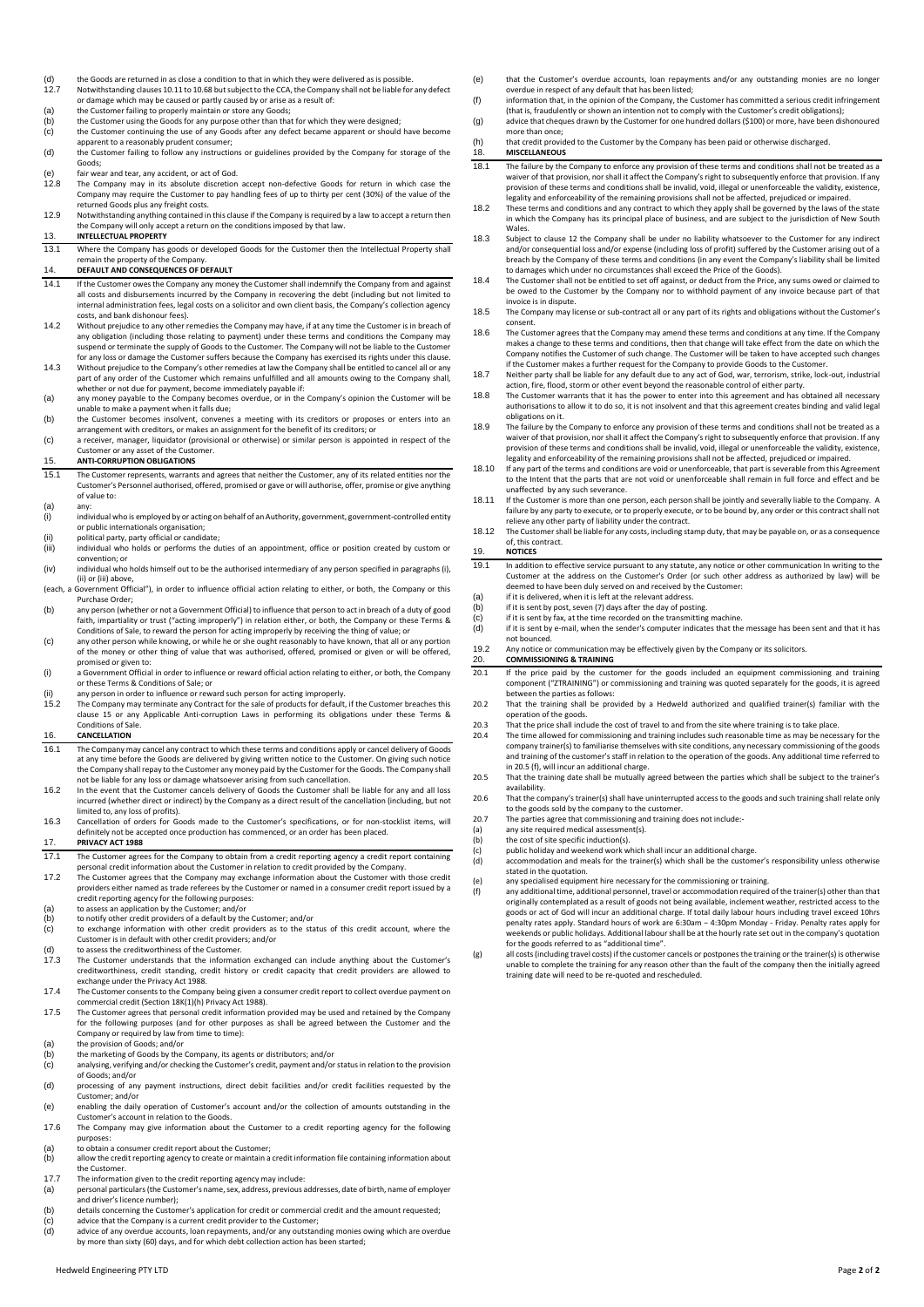(d) the Goods are returned in as close a condition to that in which they were delivered as is possible.

12.7 Notwithstanding clauses 10.11 to 10.68 but subject to the CCA, the Company shall not be liable for any defect or damage which may be caused or partly caused by or arise as a result of:

(a) the Customer failing to properly maintain or store any Goods;

(b) the Customer using the Goods for any purpose other than that for which they were designed;

(c) the Customer continuing the use of any Goods after any defect became apparent or should have become apparent to a reasonably prudent consumer;

(d) the Customer failing to follow any instructions or guidelines provided by the Company for storage of the Goods;

(e) fair wear and tear, any accident, or act of God.

12.8 The Company may in its absolute discretion accept non-defective Goods for return in which case the Company may require the Customer to pay handling fees of up to thirty per cent (30%) of the value of the returned Goods plus any freight costs.

12.9 Notwithstanding anything contained in this clause if the Company is required by a law to accept a return then the Company will only accept a return on the conditions imposed by that law.

## 13. INTELLECTUAL PROPERTY

13.1 Where the Company has goods or developed Goods for the Customer then the Intellectual Property shall remain the property of the Company.

## 14. DEFAULT AND CONSEQUENCES OF DEFAULT

14.1 If the Customer owes the Company any money the Customer shall indemnify the Company from and against all costs and disbursements incurred by the Company in recovering the debt (including but not limited to internal administration fees, legal costs on a solicitor and own client basis, the Company's collection agency costs, and bank dishonour fees).

14.2 Without prejudice to any other remedies the Company may have, if at any time the Customer is in breach of any obligation (including those relating to payment) under these terms and conditions the Company may suspend or terminate the supply of Goods to the Customer. The Company will not be liable to the Customer for any loss or damage the Customer suffers because the Company has exercised its rights under this clause.

14.3 Without prejudice to the Company's other remedies at law the Company shall be entitled to cancel all or any part of any order of the Customer which remains unfulfilled and all amounts owing to the Company shall, whether or not due for payment, become immediately payable if:

(a) any money payable to the Company becomes overdue, or in the Company's opinion the Customer will be unable to make a payment when it falls due;

(b) the Customer becomes insolvent, convenes a meeting with its creditors or proposes or enters into an arrangement with creditors, or makes an assignment for the benefit of its creditors; or

(c) a receiver, manager, liquidator (provisional or otherwise) or similar person is appointed in respect of the Customer or any asset of the Customer.

## 15. ANTI-CORRUPTION OBLIGATIONS

15.1 The Customer represents, warrants and agrees that neither the Customer, any of its related entities nor the Customer's Personnel authorised, offered, promised or gave or will authorise, offer, promise or give anything of value to:

(a) any:

(i) individual who is employed by or acting on behalf of an Authority, government, government-controlled entity or public internationals organisation;

(ii) political party, party official or candidate;

(iii) individual who holds or performs the duties of an appointment, office or position created by custom or convention; or

(iv) individual who holds himself out to be the authorised intermediary of any person specified in paragraphs (i), (ii) or (iii) above,

(each, a Government Official"), in order to influence official action relating to either, or both, the Company or this Purchase Order;

(b) any person (whether or not a Government Official) to influence that person to act in breach of a duty of good faith, impartiality or trust ("acting improperly") in relation either, or both, the Company or these Terms & Conditions of Sale, to reward the person for acting improperly by receiving the thing of value; or

(c) any other person while knowing, or while he or she ought reasonably to have known, that all or any portion of the money or other thing of value that was authorised, offered, promised or given or will be offered, promised or given to:

(i) a Government Official in order to influence or reward official action relating to either, or both, the Company or these Terms & Conditions of Sale; or

(ii) any person in order to influence or reward such person for acting improperly.

15.2 The Company may terminate any Contract for the sale of products for default, if the Customer breaches this clause 15 or any Applicable Anti-corruption Laws in performing its obligations under these Terms & Conditions of Sale.

## 16. CANCELLATION

16.1 The Company may cancel any contract to which these terms and conditions apply or cancel delivery of Goods at any time before the Goods are delivered by giving written notice to the Customer. On giving such notice the Company shall repay to the Customer any money paid by the Customer for the Goods. The Company shall not be liable for any loss or damage whatsoever arising from such cancellation.

16.2 In the event that the Customer cancels delivery of Goods the Customer shall be liable for any and all loss incurred (whether direct or indirect) by the Company as a direct result of the cancellation (including, but not limited to, any loss of profits).

16.3 Cancellation of orders for Goods made to the Customer's specifications, or for non-stocklist items, will definitely not be accepted once production has commenced, or an order has been placed.

## 17. PRIVACY ACT 1988

17.1 The Customer agrees for the Company to obtain from a credit reporting agency a credit report containing personal credit information about the Customer in relation to credit provided by the Company.

17.2 The Customer agrees that the Company may exchange information about the Customer with those credit providers either named as trade referees by the Customer or named in a consumer credit report issued by a credit reporting agency for the following purposes:

(a) to assess an application by the Customer; and/or

(b) to notify other credit providers of a default by the Customer; and/or

(c) to exchange information with other credit providers as to the status of this credit account, where the Customer is in default with other credit providers; and/or

(d) to assess the creditworthiness of the Customer.

17.3 The Customer understands that the information exchanged can include anything about the Customer's creditworthiness, credit standing, credit history or credit capacity that credit providers are allowed to exchange under the Privacy Act 1988.

17.4 The Customer consents to the Company being given a consumer credit report to collect overdue payment on commercial credit (Section 18K(1)(h) Privacy Act 1988).

17.5 The Customer agrees that personal credit information provided may be used and retained by the Company for the following purposes (and for other purposes as shall be agreed between the Customer and the Company or required by law from time to time):

(a) the provision of Goods; and/or

(b) the marketing of Goods by the Company, its agents or distributors; and/or

(c) analysing, verifying and/or checking the Customer's credit, payment and/or status in relation to the provision of Goods; and/or

(d) processing of any payment instructions, direct debit facilities and/or credit facilities requested by the Customer; and/or

(e) enabling the daily operation of Customer's account and/or the collection of amounts outstanding in the Customer's account in relation to the Goods.

17.6 The Company may give information about the Customer to a credit reporting agency for the following purposes:

(a) to obtain a consumer credit report about the Customer;

(b) allow the credit reporting agency to create or maintain a credit information file containing information about the Customer.

17.7 The information given to the credit reporting agency may include:

(a) personal particulars (the Customer's name, sex, address, previous addresses, date of birth, name of employer and driver's licence number);

(b) details concerning the Customer's application for credit or commercial credit and the amount requested;

(c) advice that the Company is a current credit provider to the Customer;

(d) advice of any overdue accounts, loan repayments, and/or any outstanding monies owing which are overdue by more than sixty (60) days, and for which debt collection action has been started;

(e) that the Customer's overdue accounts, loan repayments and/or any outstanding monies are no longer overdue in respect of any default that has been listed;

(f) information that, in the opinion of the Company, the Customer has committed a serious credit infringement (that is, fraudulently or shown an intention not to comply with the Customer's credit obligations);

(g) advice that cheques drawn by the Customer for one hundred dollars ($100) or more, have been dishonoured more than once;

(h) that credit provided to the Customer by the Company has been paid or otherwise discharged.

## 18. MISCELLANEOUS

18.1 The failure by the Company to enforce any provision of these terms and conditions shall not be treated as a waiver of that provision, nor shall it affect the Company's right to subsequently enforce that provision. If any provision of these terms and conditions shall be invalid, void, illegal or unenforceable the validity, existence, legality and enforceability of the remaining provisions shall not be affected, prejudiced or impaired.

18.2 These terms and conditions and any contract to which they apply shall be governed by the laws of the state in which the Company has its principal place of business, and are subject to the jurisdiction of New South Wales.

18.3 Subject to clause 12 the Company shall be under no liability whatsoever to the Customer for any indirect and/or consequential loss and/or expense (including loss of profit) suffered by the Customer arising out of a breach by the Company of these terms and conditions (in any event the Company's liability shall be limited to damages which under no circumstances shall exceed the Price of the Goods).

18.4 The Customer shall not be entitled to set off against, or deduct from the Price, any sums owed or claimed to be owed to the Customer by the Company nor to withhold payment of any invoice because part of that invoice is in dispute.

18.5 The Company may license or sub-contract all or any part of its rights and obligations without the Customer's consent.

18.6 The Customer agrees that the Company may amend these terms and conditions at any time. If the Company makes a change to these terms and conditions, then that change will take effect from the date on which the Company notifies the Customer of such change. The Customer will be taken to have accepted such changes if the Customer makes a further request for the Company to provide Goods to the Customer.

18.7 Neither party shall be liable for any default due to any act of God, war, terrorism, strike, lock-out, industrial action, fire, flood, storm or other event beyond the reasonable control of either party.

18.8 The Customer warrants that it has the power to enter into this agreement and has obtained all necessary authorisations to allow it to do so, it is not insolvent and that this agreement creates binding and valid legal obligations on it.

18.9 The failure by the Company to enforce any provision of these terms and conditions shall not be treated as a waiver of that provision, nor shall it affect the Company's right to subsequently enforce that provision. If any provision of these terms and conditions shall be invalid, void, illegal or unenforceable the validity, existence, legality and enforceability of the remaining provisions shall not be affected, prejudiced or impaired.

18.10 If any part of the terms and conditions are void or unenforceable, that part is severable from this Agreement to the Intent that the parts that are not void or unenforceable shall remain in full force and effect and be unaffected by any such severance.

18.11 If the Customer is more than one person, each person shall be jointly and severally liable to the Company. A failure by any party to execute, or to properly execute, or to be bound by, any order or this contract shall not relieve any other party of liability under the contract.

18.12 The Customer shall be liable for any costs, including stamp duty, that may be payable on, or as a consequence of, this contract.

## 19. NOTICES

19.1 In addition to effective service pursuant to any statute, any notice or other communication In writing to the Customer at the address on the Customer's Order (or such other address as authorized by law) will be deemed to have been duly served on and received by the Customer:

(a) if it is delivered, when it is left at the relevant address.

(b) if it is sent by post, seven (7) days after the day of posting.

(c) if it is sent by fax, at the time recorded on the transmitting machine.

(d) if it is sent by e-mail, when the sender's computer indicates that the message has been sent and that it has not bounced.

19.2 Any notice or communication may be effectively given by the Company or its solicitors.

## 20. COMMISSIONING & TRAINING

20.1 If the price paid by the customer for the goods included an equipment commissioning and training component ("ZTRAINING") or commissioning and training was quoted separately for the goods, it is agreed between the parties as follows:

20.2 That the training shall be provided by a Hedweld authorized and qualified trainer(s) familiar with the operation of the goods.

20.3 That the price shall include the cost of travel to and from the site where training is to take place.

20.4 The time allowed for commissioning and training includes such reasonable time as may be necessary for the company trainer(s) to familiarise themselves with site conditions, any necessary commissioning of the goods and training of the customer's staff in relation to the operation of the goods. Any additional time referred to in 20.5 (f), will incur an additional charge.

20.5 That the training date shall be mutually agreed between the parties which shall be subject to the trainer's availability.

20.6 That the company's trainer(s) shall have uninterrupted access to the goods and such training shall relate only to the goods sold by the company to the customer.

20.7 The parties agree that commissioning and training does not include:-

(a) any site required medical assessment(s).

(b) the cost of site specific induction(s).

(c) public holiday and weekend work which shall incur an additional charge.

(d) accommodation and meals for the trainer(s) which shall be the customer's responsibility unless otherwise stated in the quotation.

(e) any specialised equipment hire necessary for the commissioning or training.

(f) any additional time, additional personnel, travel or accommodation required of the trainer(s) other than that originally contemplated as a result of goods not being available, inclement weather, restricted access to the goods or act of God will incur an additional charge. If total daily labour hours including travel exceed 10hrs penalty rates apply. Standard hours of work are 6:30am – 4:30pm Monday - Friday. Penalty rates apply for weekends or public holidays. Additional labour shall be at the hourly rate set out in the company's quotation for the goods referred to as "additional time".

(g) all costs (including travel costs) if the customer cancels or postpones the training or the trainer(s) is otherwise unable to complete the training for any reason other than the fault of the company then the initially agreed training date will need to be re-quoted and rescheduled.